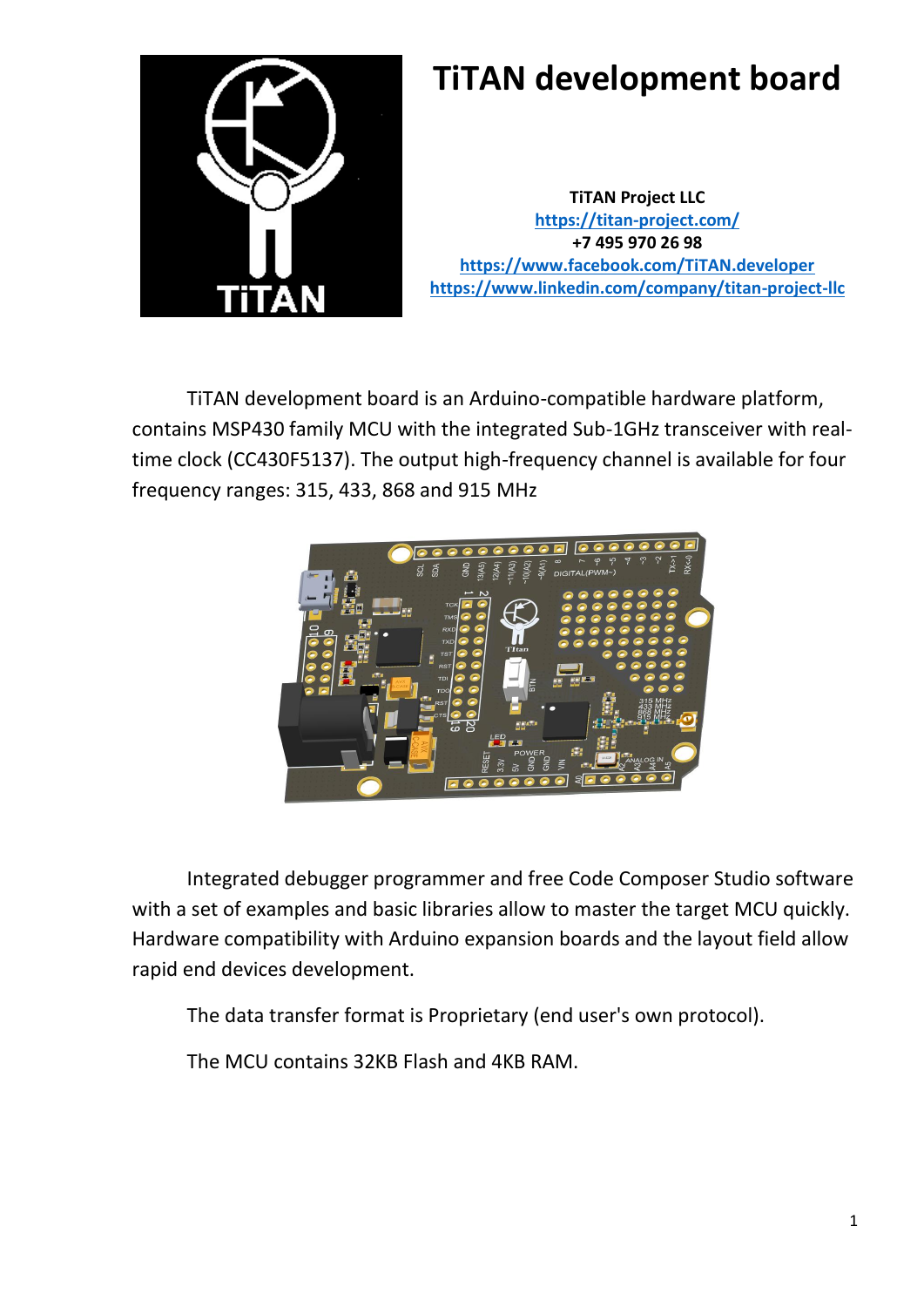# TiTAN development board

**TiTAN Project LLC**
**https://titan-project.com/**
**+7 495 970 26 98**
**https://www.facebook.com/TiTAN.developer**
**https://www.linkedin.com/company/titan-project-llc**

TiTAN development board is an Arduino-compatible hardware platform, contains MSP430 family MCU with the integrated Sub-1GHz transceiver with real-time clock (CC430F5137). The output high-frequency channel is available for four frequency ranges: 315, 433, 868 and 915 MHz

Integrated debugger programmer and free Code Composer Studio software with a set of examples and basic libraries allow to master the target MCU quickly. Hardware compatibility with Arduino expansion boards and the layout field allow rapid end devices development.

The data transfer format is Proprietary (end user's own protocol).

The MCU contains 32KB Flash and 4KB RAM.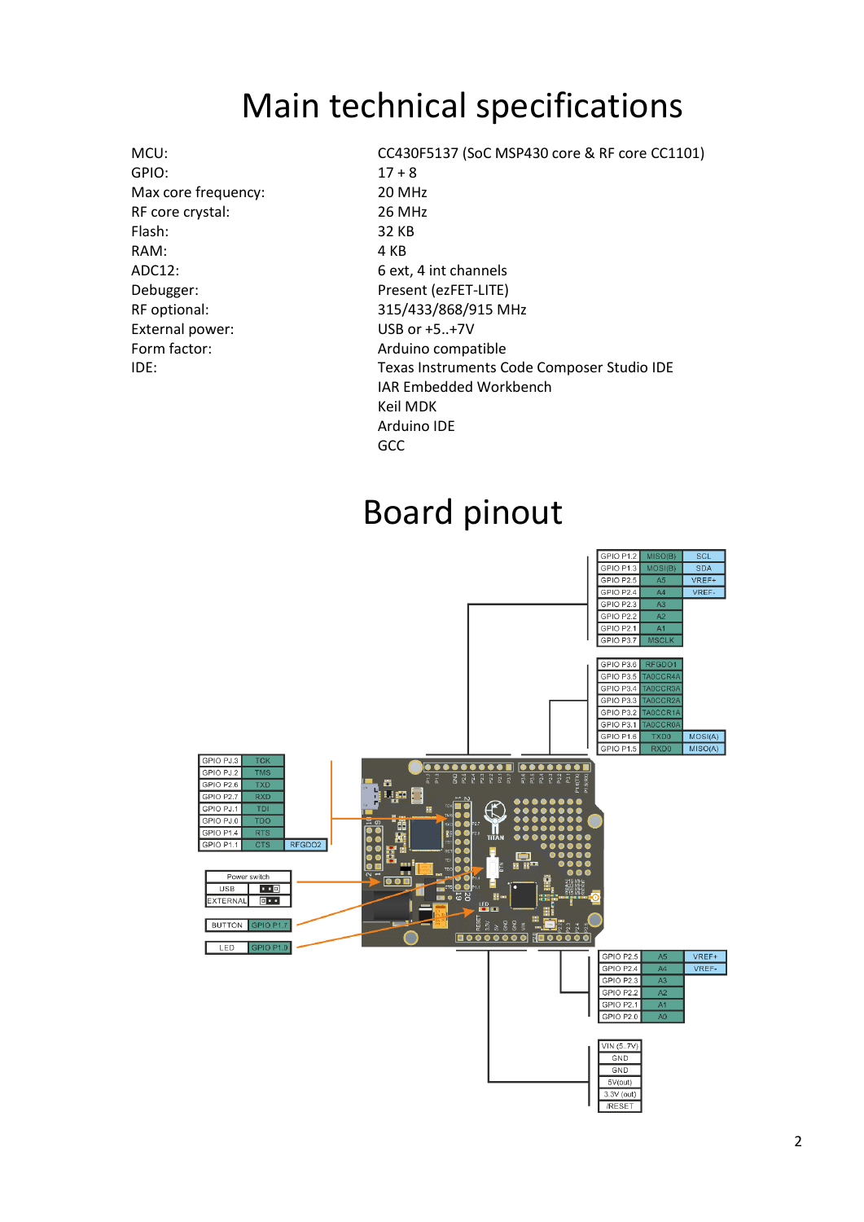# Main technical specifications

| | |
|---|---|
| MCU: | CC430F5137 (SoC MSP430 core & RF core CC1101) |
| GPIO: | 17 + 8 |
| Max core frequency: | 20 MHz |
| RF core crystal: | 26 MHz |
| Flash: | 32 KB |
| RAM: | 4 KB |
| ADC12: | 6 ext, 4 int channels |
| Debugger: | Present (ezFET-LITE) |
| RF optional: | 315/433/868/915 MHz |
| External power: | USB or +5..+7V |
| Form factor: | Arduino compatible |
| IDE: | Texas Instruments Code Composer Studio IDE<br>IAR Embedded Workbench<br>Keil MDK<br>Arduino IDE<br>GCC |

# Board pinout

| | | |
|---|---|---|
| GPIO P1.2 | MISO(B) | SCL |
| GPIO P1.3 | MOSI(B) | SDA |
| GPIO P2.5 | A5 | VREF+ |
| GPIO P2.4 | A4 | VREF- |
| GPIO P2.3 | A3 | |
| GPIO P2.2 | A2 | |
| GPIO P2.1 | A1 | |
| GPIO P3.7 | MSCLK | |

| | | |
|---|---|---|
| GPIO P3.6 | RFGDO1 | |
| GPIO P3.5 | TA0CCR4A | |
| GPIO P3.4 | TA0CCR3A | |
| GPIO P3.3 | TA0CCR2A | |
| GPIO P3.2 | TA0CCR1A | |
| GPIO P3.1 | TA0CCR0A | |
| GPIO P1.6 | TXD0 | MOSI(A) |
| GPIO P1.5 | RXD0 | MISO(A) |

| | | |
|---|---|---|
| GPIO PJ.3 | TCK | |
| GPIO PJ.2 | TMS | |
| GPIO P2.6 | TXD | |
| GPIO P2.7 | RXD | |
| GPIO PJ.1 | TDI | |
| GPIO PJ.0 | TDO | |
| GPIO P1.4 | RTS | |
| GPIO P1.1 | CTS | RFGDO2 |

| Power switch | |
|---|---|
| USB | |
| EXTERNAL | |

| | |
|---|---|
| BUTTON | GPIO P1.7 |

| | |
|---|---|
| LED | GPIO P1.0 |

| | | |
|---|---|---|
| GPIO P2.5 | A5 | VREF+ |
| GPIO P2.4 | A4 | VREF- |
| GPIO P2.3 | A3 | |
| GPIO P2.2 | A2 | |
| GPIO P2.1 | A1 | |
| GPIO P2.0 | A0 | |

| |
|---|
| VIN (5..7V) |
| GND |
| GND |
| 5V(out) |
| 3.3V (out) |
| /RESET |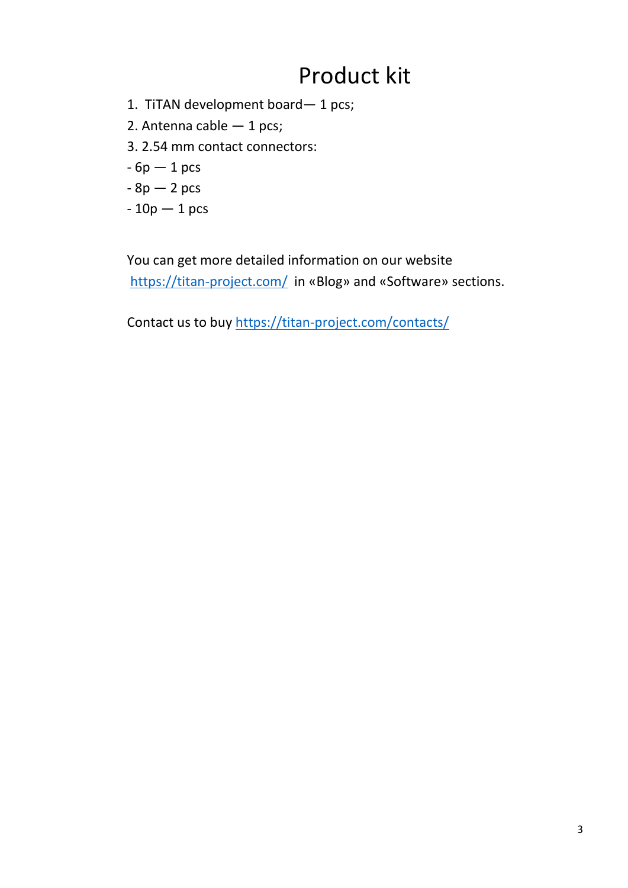# Product kit

1. TiTAN development board— 1 pcs;
2. Antenna cable — 1 pcs;
3. 2.54 mm contact connectors:

- 6p — 1 pcs
- 8p — 2 pcs
- 10p — 1 pcs

You can get more detailed information on our website https://titan-project.com/ in «Blog» and «Software» sections.

Contact us to buy https://titan-project.com/contacts/